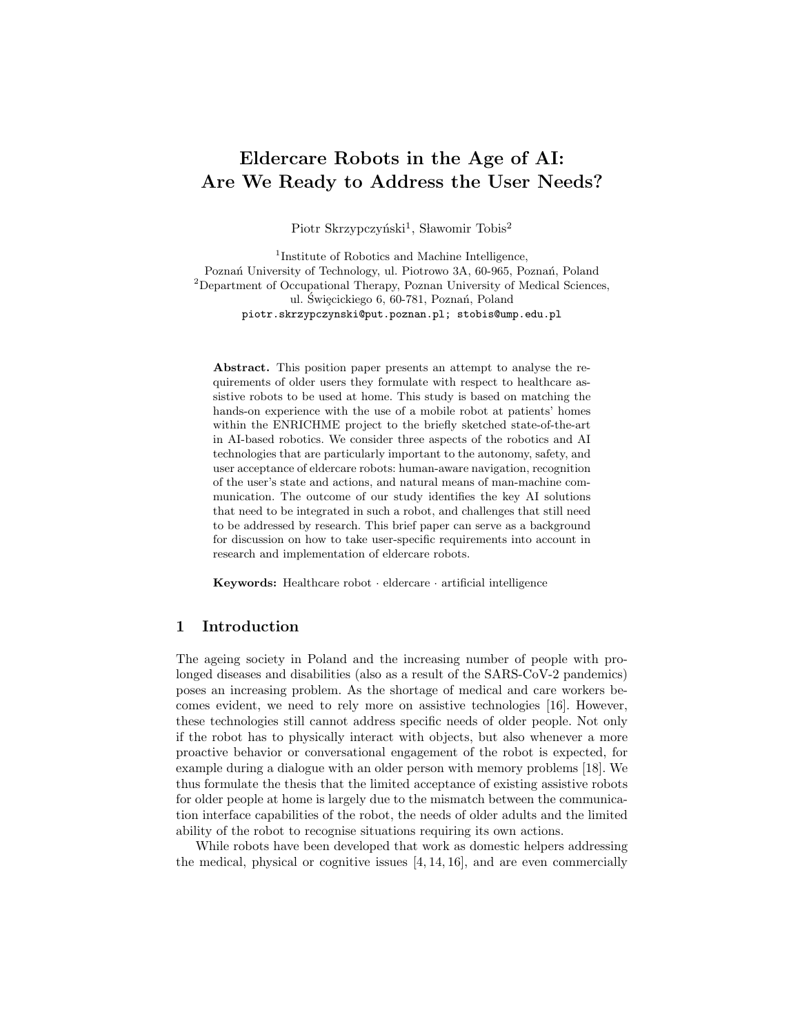# Eldercare Robots in the Age of AI: Are We Ready to Address the User Needs?

Piotr Skrzypczyński[1], Sławomir Tobis[2]

[1]Institute of Robotics and Machine Intelligence, Poznań University of Technology, ul. Piotrowo 3A, 60-965, Poznań, Poland
[2]Department of Occupational Therapy, Poznan University of Medical Sciences, ul. Święcickiego 6, 60-781, Poznań, Poland
piotr.skrzypczynski@put.poznan.pl; stobis@ump.edu.pl

**Abstract.** This position paper presents an attempt to analyse the requirements of older users they formulate with respect to healthcare assistive robots to be used at home. This study is based on matching the hands-on experience with the use of a mobile robot at patients' homes within the ENRICHME project to the briefly sketched state-of-the-art in AI-based robotics. We consider three aspects of the robotics and AI technologies that are particularly important to the autonomy, safety, and user acceptance of eldercare robots: human-aware navigation, recognition of the user's state and actions, and natural means of man-machine communication. The outcome of our study identifies the key AI solutions that need to be integrated in such a robot, and challenges that still need to be addressed by research. This brief paper can serve as a background for discussion on how to take user-specific requirements into account in research and implementation of eldercare robots.

**Keywords:** Healthcare robot · eldercare · artificial intelligence

## 1 Introduction

The ageing society in Poland and the increasing number of people with prolonged diseases and disabilities (also as a result of the SARS-CoV-2 pandemics) poses an increasing problem. As the shortage of medical and care workers becomes evident, we need to rely more on assistive technologies [16]. However, these technologies still cannot address specific needs of older people. Not only if the robot has to physically interact with objects, but also whenever a more proactive behavior or conversational engagement of the robot is expected, for example during a dialogue with an older person with memory problems [18]. We thus formulate the thesis that the limited acceptance of existing assistive robots for older people at home is largely due to the mismatch between the communication interface capabilities of the robot, the needs of older adults and the limited ability of the robot to recognise situations requiring its own actions.

While robots have been developed that work as domestic helpers addressing the medical, physical or cognitive issues [4, 14, 16], and are even commercially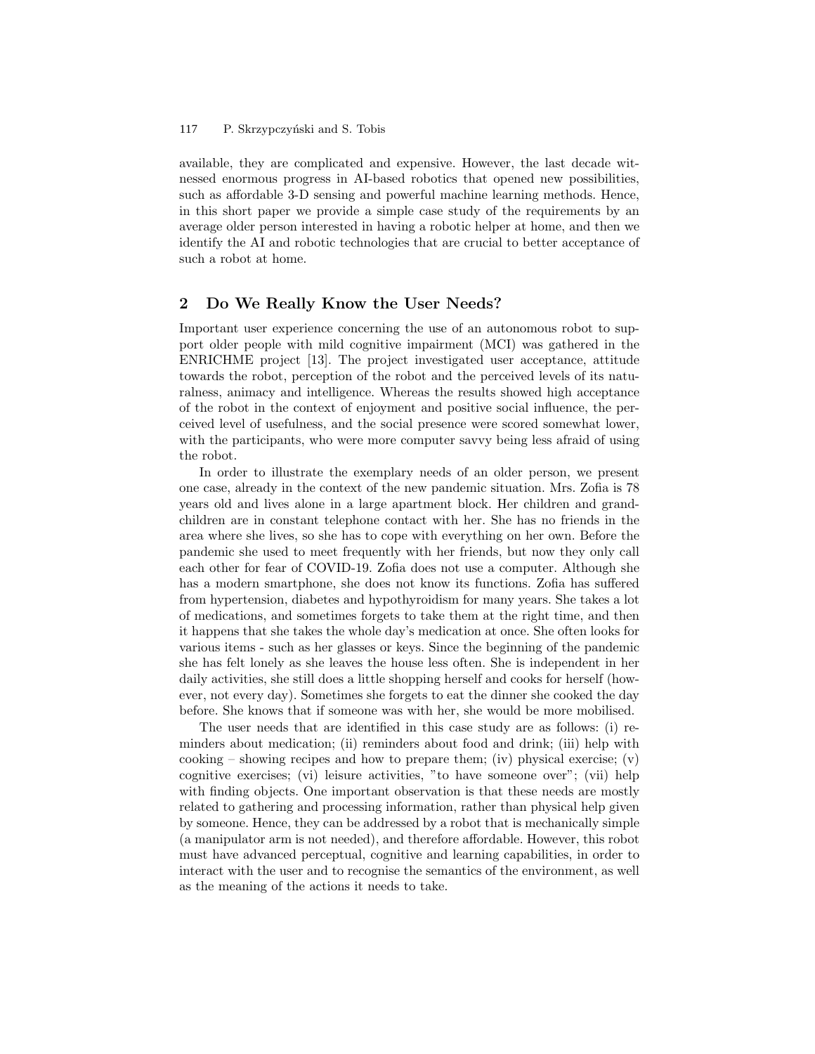available, they are complicated and expensive. However, the last decade witnessed enormous progress in AI-based robotics that opened new possibilities, such as affordable 3-D sensing and powerful machine learning methods. Hence, in this short paper we provide a simple case study of the requirements by an average older person interested in having a robotic helper at home, and then we identify the AI and robotic technologies that are crucial to better acceptance of such a robot at home.

## 2 Do We Really Know the User Needs?

Important user experience concerning the use of an autonomous robot to support older people with mild cognitive impairment (MCI) was gathered in the ENRICHME project [13]. The project investigated user acceptance, attitude towards the robot, perception of the robot and the perceived levels of its naturalness, animacy and intelligence. Whereas the results showed high acceptance of the robot in the context of enjoyment and positive social influence, the perceived level of usefulness, and the social presence were scored somewhat lower, with the participants, who were more computer savvy being less afraid of using the robot.

In order to illustrate the exemplary needs of an older person, we present one case, already in the context of the new pandemic situation. Mrs. Zofia is 78 years old and lives alone in a large apartment block. Her children and grandchildren are in constant telephone contact with her. She has no friends in the area where she lives, so she has to cope with everything on her own. Before the pandemic she used to meet frequently with her friends, but now they only call each other for fear of COVID-19. Zofia does not use a computer. Although she has a modern smartphone, she does not know its functions. Zofia has suffered from hypertension, diabetes and hypothyroidism for many years. She takes a lot of medications, and sometimes forgets to take them at the right time, and then it happens that she takes the whole day's medication at once. She often looks for various items - such as her glasses or keys. Since the beginning of the pandemic she has felt lonely as she leaves the house less often. She is independent in her daily activities, she still does a little shopping herself and cooks for herself (however, not every day). Sometimes she forgets to eat the dinner she cooked the day before. She knows that if someone was with her, she would be more mobilised.

The user needs that are identified in this case study are as follows: (i) reminders about medication; (ii) reminders about food and drink; (iii) help with cooking – showing recipes and how to prepare them; (iv) physical exercise; (v) cognitive exercises; (vi) leisure activities, "to have someone over"; (vii) help with finding objects. One important observation is that these needs are mostly related to gathering and processing information, rather than physical help given by someone. Hence, they can be addressed by a robot that is mechanically simple (a manipulator arm is not needed), and therefore affordable. However, this robot must have advanced perceptual, cognitive and learning capabilities, in order to interact with the user and to recognise the semantics of the environment, as well as the meaning of the actions it needs to take.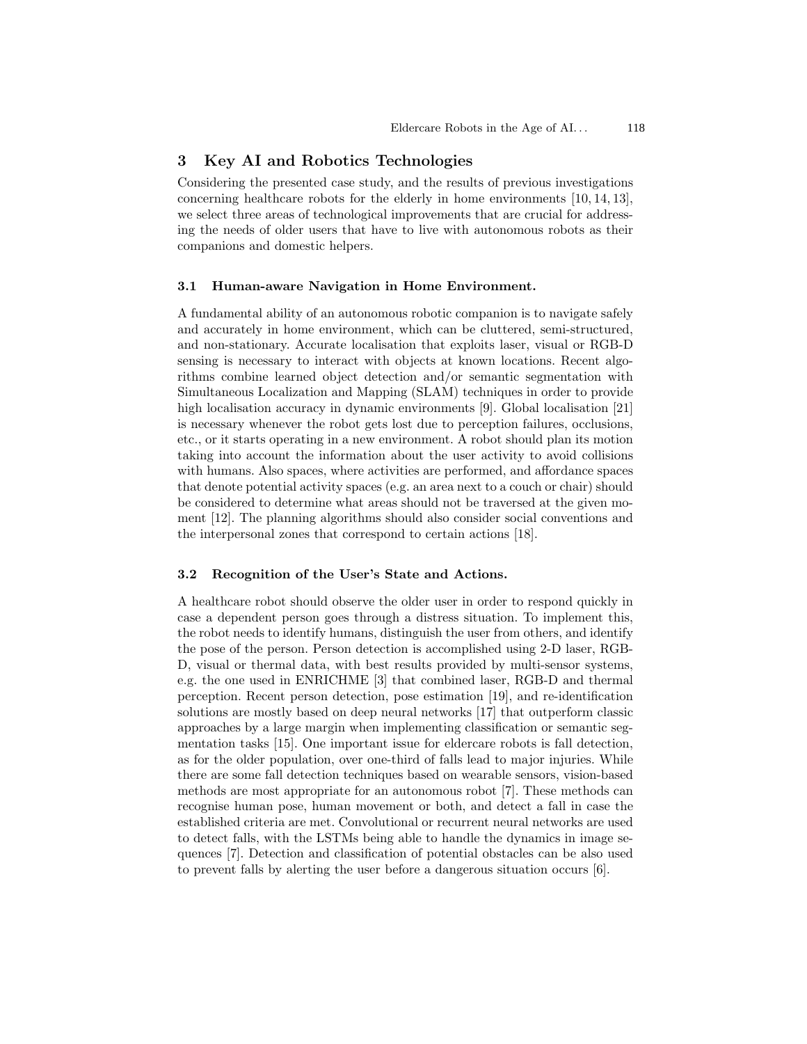## 3 Key AI and Robotics Technologies

Considering the presented case study, and the results of previous investigations concerning healthcare robots for the elderly in home environments [10, 14, 13], we select three areas of technological improvements that are crucial for addressing the needs of older users that have to live with autonomous robots as their companions and domestic helpers.

### 3.1 Human-aware Navigation in Home Environment.

A fundamental ability of an autonomous robotic companion is to navigate safely and accurately in home environment, which can be cluttered, semi-structured, and non-stationary. Accurate localisation that exploits laser, visual or RGB-D sensing is necessary to interact with objects at known locations. Recent algorithms combine learned object detection and/or semantic segmentation with Simultaneous Localization and Mapping (SLAM) techniques in order to provide high localisation accuracy in dynamic environments [9]. Global localisation [21] is necessary whenever the robot gets lost due to perception failures, occlusions, etc., or it starts operating in a new environment. A robot should plan its motion taking into account the information about the user activity to avoid collisions with humans. Also spaces, where activities are performed, and affordance spaces that denote potential activity spaces (e.g. an area next to a couch or chair) should be considered to determine what areas should not be traversed at the given moment [12]. The planning algorithms should also consider social conventions and the interpersonal zones that correspond to certain actions [18].

### 3.2 Recognition of the User's State and Actions.

A healthcare robot should observe the older user in order to respond quickly in case a dependent person goes through a distress situation. To implement this, the robot needs to identify humans, distinguish the user from others, and identify the pose of the person. Person detection is accomplished using 2-D laser, RGB-D, visual or thermal data, with best results provided by multi-sensor systems, e.g. the one used in ENRICHME [3] that combined laser, RGB-D and thermal perception. Recent person detection, pose estimation [19], and re-identification solutions are mostly based on deep neural networks [17] that outperform classic approaches by a large margin when implementing classification or semantic segmentation tasks [15]. One important issue for eldercare robots is fall detection, as for the older population, over one-third of falls lead to major injuries. While there are some fall detection techniques based on wearable sensors, vision-based methods are most appropriate for an autonomous robot [7]. These methods can recognise human pose, human movement or both, and detect a fall in case the established criteria are met. Convolutional or recurrent neural networks are used to detect falls, with the LSTMs being able to handle the dynamics in image sequences [7]. Detection and classification of potential obstacles can be also used to prevent falls by alerting the user before a dangerous situation occurs [6].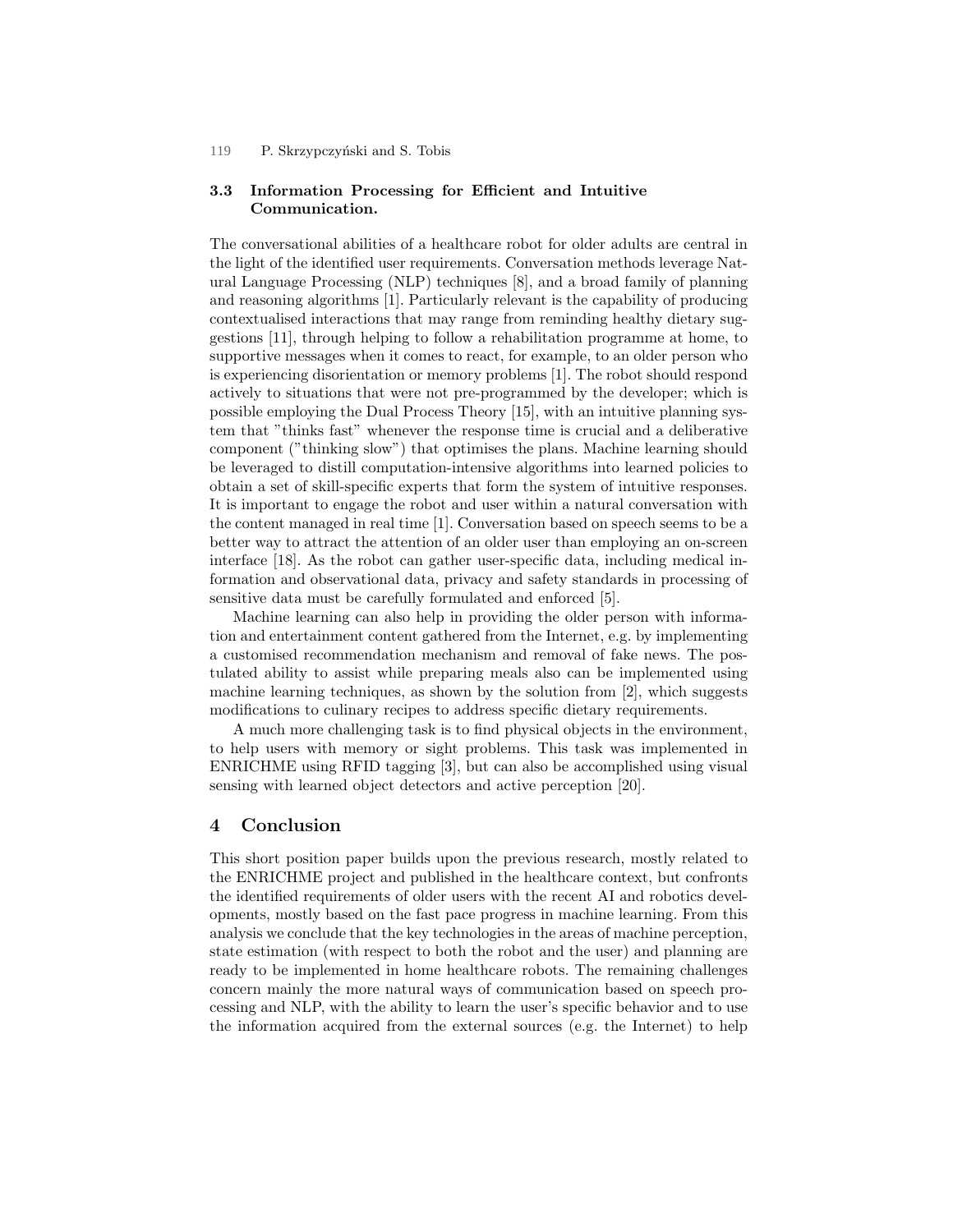### 3.3 Information Processing for Efficient and Intuitive Communication.

The conversational abilities of a healthcare robot for older adults are central in the light of the identified user requirements. Conversation methods leverage Natural Language Processing (NLP) techniques [8], and a broad family of planning and reasoning algorithms [1]. Particularly relevant is the capability of producing contextualised interactions that may range from reminding healthy dietary suggestions [11], through helping to follow a rehabilitation programme at home, to supportive messages when it comes to react, for example, to an older person who is experiencing disorientation or memory problems [1]. The robot should respond actively to situations that were not pre-programmed by the developer; which is possible employing the Dual Process Theory [15], with an intuitive planning system that "thinks fast" whenever the response time is crucial and a deliberative component ("thinking slow") that optimises the plans. Machine learning should be leveraged to distill computation-intensive algorithms into learned policies to obtain a set of skill-specific experts that form the system of intuitive responses. It is important to engage the robot and user within a natural conversation with the content managed in real time [1]. Conversation based on speech seems to be a better way to attract the attention of an older user than employing an on-screen interface [18]. As the robot can gather user-specific data, including medical information and observational data, privacy and safety standards in processing of sensitive data must be carefully formulated and enforced [5].

Machine learning can also help in providing the older person with information and entertainment content gathered from the Internet, e.g. by implementing a customised recommendation mechanism and removal of fake news. The postulated ability to assist while preparing meals also can be implemented using machine learning techniques, as shown by the solution from [2], which suggests modifications to culinary recipes to address specific dietary requirements.

A much more challenging task is to find physical objects in the environment, to help users with memory or sight problems. This task was implemented in ENRICHME using RFID tagging [3], but can also be accomplished using visual sensing with learned object detectors and active perception [20].

## 4 Conclusion

This short position paper builds upon the previous research, mostly related to the ENRICHME project and published in the healthcare context, but confronts the identified requirements of older users with the recent AI and robotics developments, mostly based on the fast pace progress in machine learning. From this analysis we conclude that the key technologies in the areas of machine perception, state estimation (with respect to both the robot and the user) and planning are ready to be implemented in home healthcare robots. The remaining challenges concern mainly the more natural ways of communication based on speech processing and NLP, with the ability to learn the user's specific behavior and to use the information acquired from the external sources (e.g. the Internet) to help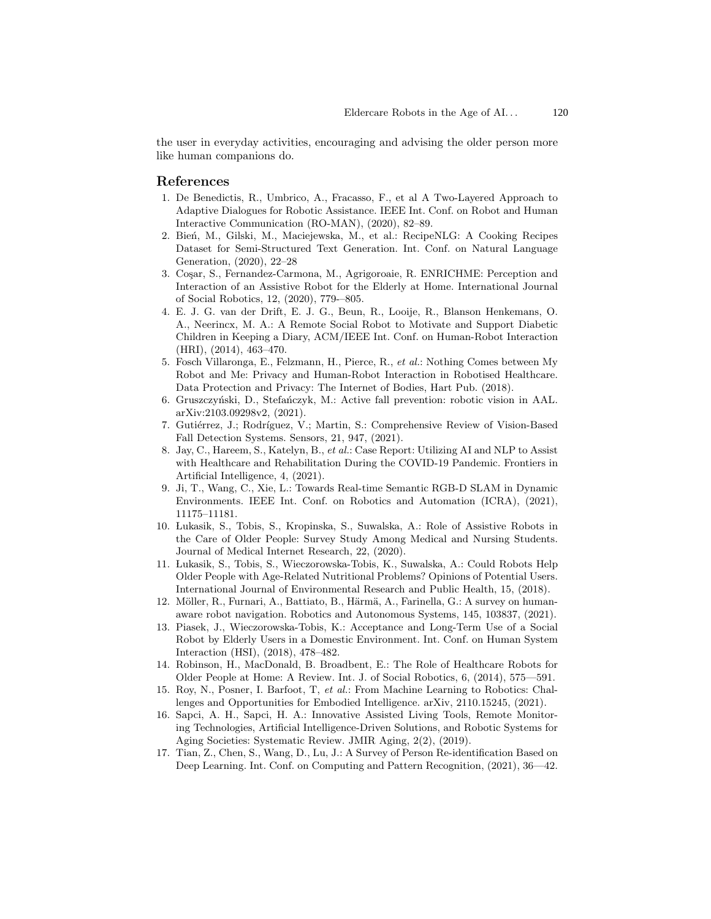the user in everyday activities, encouraging and advising the older person more like human companions do.

## References

1. De Benedictis, R., Umbrico, A., Fracasso, F., et al A Two-Layered Approach to Adaptive Dialogues for Robotic Assistance. IEEE Int. Conf. on Robot and Human Interactive Communication (RO-MAN), (2020), 82–89.
2. Bień, M., Gilski, M., Maciejewska, M., et al.: RecipeNLG: A Cooking Recipes Dataset for Semi-Structured Text Generation. Int. Conf. on Natural Language Generation, (2020), 22–28
3. Coşar, S., Fernandez-Carmona, M., Agrigoroaie, R. ENRICHME: Perception and Interaction of an Assistive Robot for the Elderly at Home. International Journal of Social Robotics, 12, (2020), 779-–805.
4. E. J. G. van der Drift, E. J. G., Beun, R., Looije, R., Blanson Henkemans, O. A., Neerincx, M. A.: A Remote Social Robot to Motivate and Support Diabetic Children in Keeping a Diary, ACM/IEEE Int. Conf. on Human-Robot Interaction (HRI), (2014), 463–470.
5. Fosch Villaronga, E., Felzmann, H., Pierce, R., *et al.*: Nothing Comes between My Robot and Me: Privacy and Human-Robot Interaction in Robotised Healthcare. Data Protection and Privacy: The Internet of Bodies, Hart Pub. (2018).
6. Gruszczyński, D., Stefańczyk, M.: Active fall prevention: robotic vision in AAL. arXiv:2103.09298v2, (2021).
7. Gutiérrez, J.; Rodríguez, V.; Martin, S.: Comprehensive Review of Vision-Based Fall Detection Systems. Sensors, 21, 947, (2021).
8. Jay, C., Hareem, S., Katelyn, B., *et al.*: Case Report: Utilizing AI and NLP to Assist with Healthcare and Rehabilitation During the COVID-19 Pandemic. Frontiers in Artificial Intelligence, 4, (2021).
9. Ji, T., Wang, C., Xie, L.: Towards Real-time Semantic RGB-D SLAM in Dynamic Environments. IEEE Int. Conf. on Robotics and Automation (ICRA), (2021), 11175–11181.
10. Łukasik, S., Tobis, S., Kropinska, S., Suwalska, A.: Role of Assistive Robots in the Care of Older People: Survey Study Among Medical and Nursing Students. Journal of Medical Internet Research, 22, (2020).
11. Łukasik, S., Tobis, S., Wieczorowska-Tobis, K., Suwalska, A.: Could Robots Help Older People with Age-Related Nutritional Problems? Opinions of Potential Users. International Journal of Environmental Research and Public Health, 15, (2018).
12. Möller, R., Furnari, A., Battiato, B., Härmä, A., Farinella, G.: A survey on human-aware robot navigation. Robotics and Autonomous Systems, 145, 103837, (2021).
13. Piasek, J., Wieczorowska-Tobis, K.: Acceptance and Long-Term Use of a Social Robot by Elderly Users in a Domestic Environment. Int. Conf. on Human System Interaction (HSI), (2018), 478–482.
14. Robinson, H., MacDonald, B. Broadbent, E.: The Role of Healthcare Robots for Older People at Home: A Review. Int. J. of Social Robotics, 6, (2014), 575—591.
15. Roy, N., Posner, I. Barfoot, T, *et al.*: From Machine Learning to Robotics: Challenges and Opportunities for Embodied Intelligence. arXiv, 2110.15245, (2021).
16. Sapci, A. H., Sapci, H. A.: Innovative Assisted Living Tools, Remote Monitoring Technologies, Artificial Intelligence-Driven Solutions, and Robotic Systems for Aging Societies: Systematic Review. JMIR Aging, 2(2), (2019).
17. Tian, Z., Chen, S., Wang, D., Lu, J.: A Survey of Person Re-identification Based on Deep Learning. Int. Conf. on Computing and Pattern Recognition, (2021), 36—42.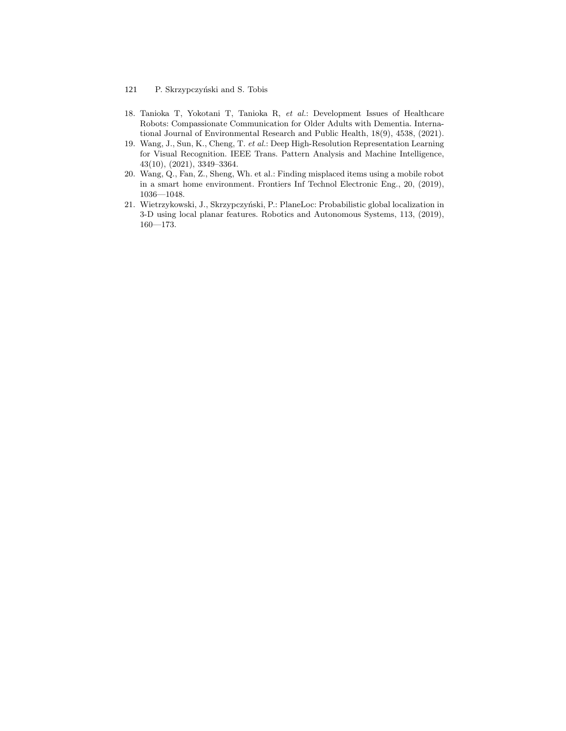18. Tanioka T, Yokotani T, Tanioka R, *et al.*: Development Issues of Healthcare Robots: Compassionate Communication for Older Adults with Dementia. International Journal of Environmental Research and Public Health, 18(9), 4538, (2021).
19. Wang, J., Sun, K., Cheng, T. *et al.*: Deep High-Resolution Representation Learning for Visual Recognition. IEEE Trans. Pattern Analysis and Machine Intelligence, 43(10), (2021), 3349–3364.
20. Wang, Q., Fan, Z., Sheng, Wh. et al.: Finding misplaced items using a mobile robot in a smart home environment. Frontiers Inf Technol Electronic Eng., 20, (2019), 1036—1048.
21. Wietrzykowski, J., Skrzypczyński, P.: PlaneLoc: Probabilistic global localization in 3-D using local planar features. Robotics and Autonomous Systems, 113, (2019), 160—173.